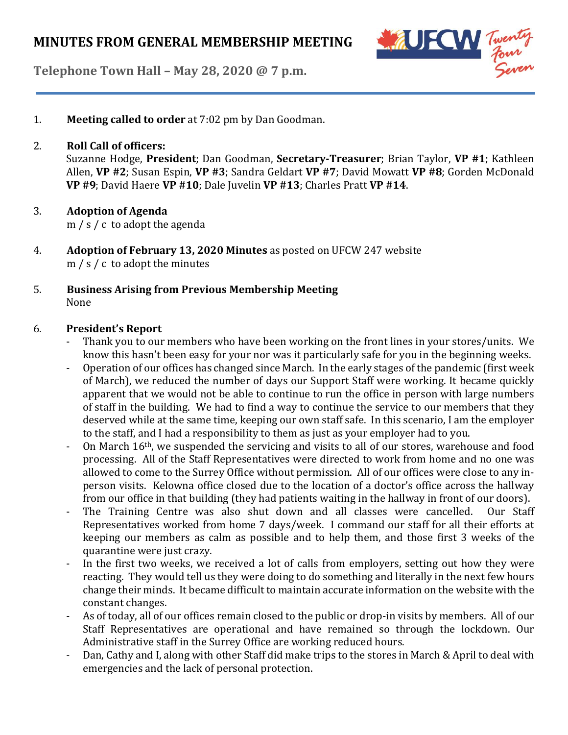# MINUTES FROM GENERAL MEMBERSHIP MEETING

**Telephone Town Hall – May 28, 2020 @ 7 p.m.**

1. **Meeting called to order** at 7:02 pm by Dan Goodman.

2. **Roll Call of officers:**
   Suzanne Hodge, **President**; Dan Goodman, **Secretary-Treasurer**; Brian Taylor, **VP #1**; Kathleen Allen, **VP #2**; Susan Espin, **VP #3**; Sandra Geldart **VP #7**; David Mowatt **VP #8**; Gorden McDonald **VP #9**; David Haere **VP #10**; Dale Juvelin **VP #13**; Charles Pratt **VP #14**.

3. **Adoption of Agenda**
   m / s / c to adopt the agenda

4. **Adoption of February 13, 2020 Minutes** as posted on UFCW 247 website
   m / s / c to adopt the minutes

5. **Business Arising from Previous Membership Meeting**
   None

6. **President's Report**
   - Thank you to our members who have been working on the front lines in your stores/units. We know this hasn't been easy for your nor was it particularly safe for you in the beginning weeks.
   - Operation of our offices has changed since March. In the early stages of the pandemic (first week of March), we reduced the number of days our Support Staff were working. It became quickly apparent that we would not be able to continue to run the office in person with large numbers of staff in the building. We had to find a way to continue the service to our members that they deserved while at the same time, keeping our own staff safe. In this scenario, I am the employer to the staff, and I had a responsibility to them as just as your employer had to you.
   - On March 16th, we suspended the servicing and visits to all of our stores, warehouse and food processing. All of the Staff Representatives were directed to work from home and no one was allowed to come to the Surrey Office without permission. All of our offices were close to any in-person visits. Kelowna office closed due to the location of a doctor's office across the hallway from our office in that building (they had patients waiting in the hallway in front of our doors).
   - The Training Centre was also shut down and all classes were cancelled. Our Staff Representatives worked from home 7 days/week. I command our staff for all their efforts at keeping our members as calm as possible and to help them, and those first 3 weeks of the quarantine were just crazy.
   - In the first two weeks, we received a lot of calls from employers, setting out how they were reacting. They would tell us they were doing to do something and literally in the next few hours change their minds. It became difficult to maintain accurate information on the website with the constant changes.
   - As of today, all of our offices remain closed to the public or drop-in visits by members. All of our Staff Representatives are operational and have remained so through the lockdown. Our Administrative staff in the Surrey Office are working reduced hours.
   - Dan, Cathy and I, along with other Staff did make trips to the stores in March & April to deal with emergencies and the lack of personal protection.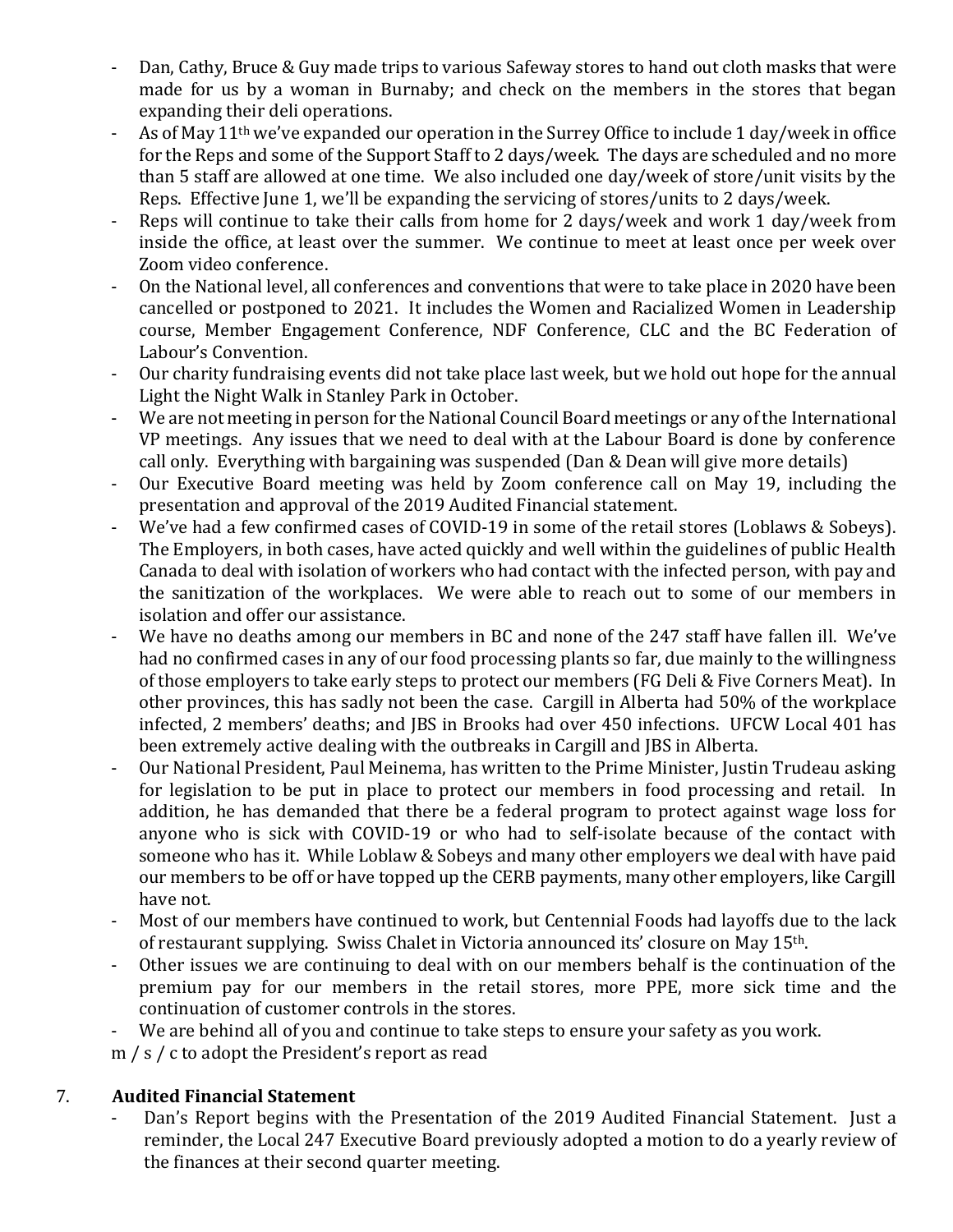- Dan, Cathy, Bruce & Guy made trips to various Safeway stores to hand out cloth masks that were made for us by a woman in Burnaby; and check on the members in the stores that began expanding their deli operations.
- As of May 11th we've expanded our operation in the Surrey Office to include 1 day/week in office for the Reps and some of the Support Staff to 2 days/week. The days are scheduled and no more than 5 staff are allowed at one time. We also included one day/week of store/unit visits by the Reps. Effective June 1, we'll be expanding the servicing of stores/units to 2 days/week.
- Reps will continue to take their calls from home for 2 days/week and work 1 day/week from inside the office, at least over the summer. We continue to meet at least once per week over Zoom video conference.
- On the National level, all conferences and conventions that were to take place in 2020 have been cancelled or postponed to 2021. It includes the Women and Racialized Women in Leadership course, Member Engagement Conference, NDF Conference, CLC and the BC Federation of Labour's Convention.
- Our charity fundraising events did not take place last week, but we hold out hope for the annual Light the Night Walk in Stanley Park in October.
- We are not meeting in person for the National Council Board meetings or any of the International VP meetings. Any issues that we need to deal with at the Labour Board is done by conference call only. Everything with bargaining was suspended (Dan & Dean will give more details)
- Our Executive Board meeting was held by Zoom conference call on May 19, including the presentation and approval of the 2019 Audited Financial statement.
- We've had a few confirmed cases of COVID-19 in some of the retail stores (Loblaws & Sobeys). The Employers, in both cases, have acted quickly and well within the guidelines of public Health Canada to deal with isolation of workers who had contact with the infected person, with pay and the sanitization of the workplaces. We were able to reach out to some of our members in isolation and offer our assistance.
- We have no deaths among our members in BC and none of the 247 staff have fallen ill. We've had no confirmed cases in any of our food processing plants so far, due mainly to the willingness of those employers to take early steps to protect our members (FG Deli & Five Corners Meat). In other provinces, this has sadly not been the case. Cargill in Alberta had 50% of the workplace infected, 2 members' deaths; and JBS in Brooks had over 450 infections. UFCW Local 401 has been extremely active dealing with the outbreaks in Cargill and JBS in Alberta.
- Our National President, Paul Meinema, has written to the Prime Minister, Justin Trudeau asking for legislation to be put in place to protect our members in food processing and retail. In addition, he has demanded that there be a federal program to protect against wage loss for anyone who is sick with COVID-19 or who had to self-isolate because of the contact with someone who has it. While Loblaw & Sobeys and many other employers we deal with have paid our members to be off or have topped up the CERB payments, many other employers, like Cargill have not.
- Most of our members have continued to work, but Centennial Foods had layoffs due to the lack of restaurant supplying. Swiss Chalet in Victoria announced its' closure on May 15th.
- Other issues we are continuing to deal with on our members behalf is the continuation of the premium pay for our members in the retail stores, more PPE, more sick time and the continuation of customer controls in the stores.
- We are behind all of you and continue to take steps to ensure your safety as you work.

m / s / c to adopt the President's report as read

7. **Audited Financial Statement**

- Dan's Report begins with the Presentation of the 2019 Audited Financial Statement. Just a reminder, the Local 247 Executive Board previously adopted a motion to do a yearly review of the finances at their second quarter meeting.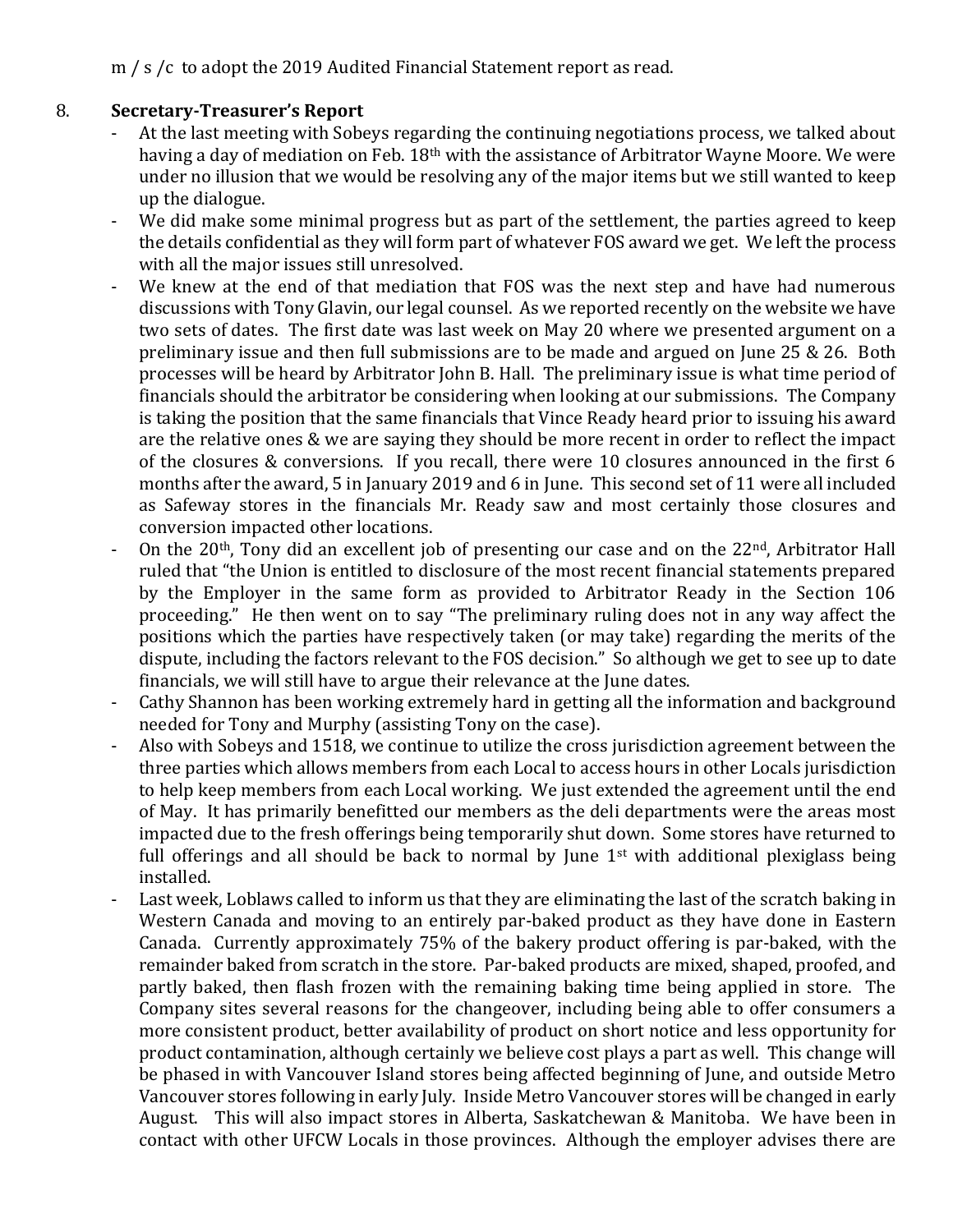m / s /c to adopt the 2019 Audited Financial Statement report as read.

8. **Secretary-Treasurer's Report**

- At the last meeting with Sobeys regarding the continuing negotiations process, we talked about having a day of mediation on Feb. 18th with the assistance of Arbitrator Wayne Moore. We were under no illusion that we would be resolving any of the major items but we still wanted to keep up the dialogue.
- We did make some minimal progress but as part of the settlement, the parties agreed to keep the details confidential as they will form part of whatever FOS award we get. We left the process with all the major issues still unresolved.
- We knew at the end of that mediation that FOS was the next step and have had numerous discussions with Tony Glavin, our legal counsel. As we reported recently on the website we have two sets of dates. The first date was last week on May 20 where we presented argument on a preliminary issue and then full submissions are to be made and argued on June 25 & 26. Both processes will be heard by Arbitrator John B. Hall. The preliminary issue is what time period of financials should the arbitrator be considering when looking at our submissions. The Company is taking the position that the same financials that Vince Ready heard prior to issuing his award are the relative ones & we are saying they should be more recent in order to reflect the impact of the closures & conversions. If you recall, there were 10 closures announced in the first 6 months after the award, 5 in January 2019 and 6 in June. This second set of 11 were all included as Safeway stores in the financials Mr. Ready saw and most certainly those closures and conversion impacted other locations.
- On the 20th, Tony did an excellent job of presenting our case and on the 22nd, Arbitrator Hall ruled that "the Union is entitled to disclosure of the most recent financial statements prepared by the Employer in the same form as provided to Arbitrator Ready in the Section 106 proceeding." He then went on to say "The preliminary ruling does not in any way affect the positions which the parties have respectively taken (or may take) regarding the merits of the dispute, including the factors relevant to the FOS decision." So although we get to see up to date financials, we will still have to argue their relevance at the June dates.
- Cathy Shannon has been working extremely hard in getting all the information and background needed for Tony and Murphy (assisting Tony on the case).
- Also with Sobeys and 1518, we continue to utilize the cross jurisdiction agreement between the three parties which allows members from each Local to access hours in other Locals jurisdiction to help keep members from each Local working. We just extended the agreement until the end of May. It has primarily benefitted our members as the deli departments were the areas most impacted due to the fresh offerings being temporarily shut down. Some stores have returned to full offerings and all should be back to normal by June 1st with additional plexiglass being installed.
- Last week, Loblaws called to inform us that they are eliminating the last of the scratch baking in Western Canada and moving to an entirely par-baked product as they have done in Eastern Canada. Currently approximately 75% of the bakery product offering is par-baked, with the remainder baked from scratch in the store. Par-baked products are mixed, shaped, proofed, and partly baked, then flash frozen with the remaining baking time being applied in store. The Company sites several reasons for the changeover, including being able to offer consumers a more consistent product, better availability of product on short notice and less opportunity for product contamination, although certainly we believe cost plays a part as well. This change will be phased in with Vancouver Island stores being affected beginning of June, and outside Metro Vancouver stores following in early July. Inside Metro Vancouver stores will be changed in early August. This will also impact stores in Alberta, Saskatchewan & Manitoba. We have been in contact with other UFCW Locals in those provinces. Although the employer advises there are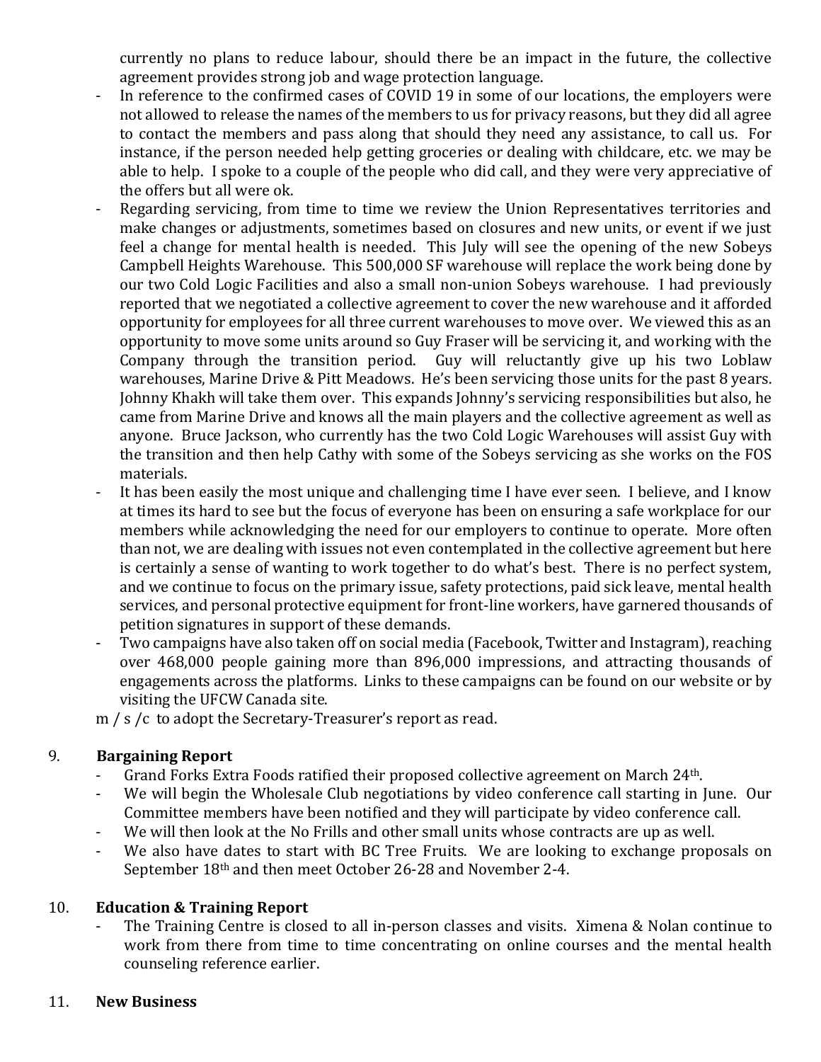currently no plans to reduce labour, should there be an impact in the future, the collective agreement provides strong job and wage protection language.

- In reference to the confirmed cases of COVID 19 in some of our locations, the employers were not allowed to release the names of the members to us for privacy reasons, but they did all agree to contact the members and pass along that should they need any assistance, to call us. For instance, if the person needed help getting groceries or dealing with childcare, etc. we may be able to help. I spoke to a couple of the people who did call, and they were very appreciative of the offers but all were ok.
- Regarding servicing, from time to time we review the Union Representatives territories and make changes or adjustments, sometimes based on closures and new units, or event if we just feel a change for mental health is needed. This July will see the opening of the new Sobeys Campbell Heights Warehouse. This 500,000 SF warehouse will replace the work being done by our two Cold Logic Facilities and also a small non-union Sobeys warehouse. I had previously reported that we negotiated a collective agreement to cover the new warehouse and it afforded opportunity for employees for all three current warehouses to move over. We viewed this as an opportunity to move some units around so Guy Fraser will be servicing it, and working with the Company through the transition period. Guy will reluctantly give up his two Loblaw warehouses, Marine Drive & Pitt Meadows. He's been servicing those units for the past 8 years. Johnny Khakh will take them over. This expands Johnny's servicing responsibilities but also, he came from Marine Drive and knows all the main players and the collective agreement as well as anyone. Bruce Jackson, who currently has the two Cold Logic Warehouses will assist Guy with the transition and then help Cathy with some of the Sobeys servicing as she works on the FOS materials.
- It has been easily the most unique and challenging time I have ever seen. I believe, and I know at times its hard to see but the focus of everyone has been on ensuring a safe workplace for our members while acknowledging the need for our employers to continue to operate. More often than not, we are dealing with issues not even contemplated in the collective agreement but here is certainly a sense of wanting to work together to do what's best. There is no perfect system, and we continue to focus on the primary issue, safety protections, paid sick leave, mental health services, and personal protective equipment for front-line workers, have garnered thousands of petition signatures in support of these demands.
- Two campaigns have also taken off on social media (Facebook, Twitter and Instagram), reaching over 468,000 people gaining more than 896,000 impressions, and attracting thousands of engagements across the platforms. Links to these campaigns can be found on our website or by visiting the UFCW Canada site.

m / s /c to adopt the Secretary-Treasurer's report as read.

## 9. Bargaining Report

- Grand Forks Extra Foods ratified their proposed collective agreement on March 24th.
- We will begin the Wholesale Club negotiations by video conference call starting in June. Our Committee members have been notified and they will participate by video conference call.
- We will then look at the No Frills and other small units whose contracts are up as well.
- We also have dates to start with BC Tree Fruits. We are looking to exchange proposals on September 18th and then meet October 26-28 and November 2-4.

## 10. Education & Training Report

- The Training Centre is closed to all in-person classes and visits. Ximena & Nolan continue to work from there from time to time concentrating on online courses and the mental health counseling reference earlier.

## 11. New Business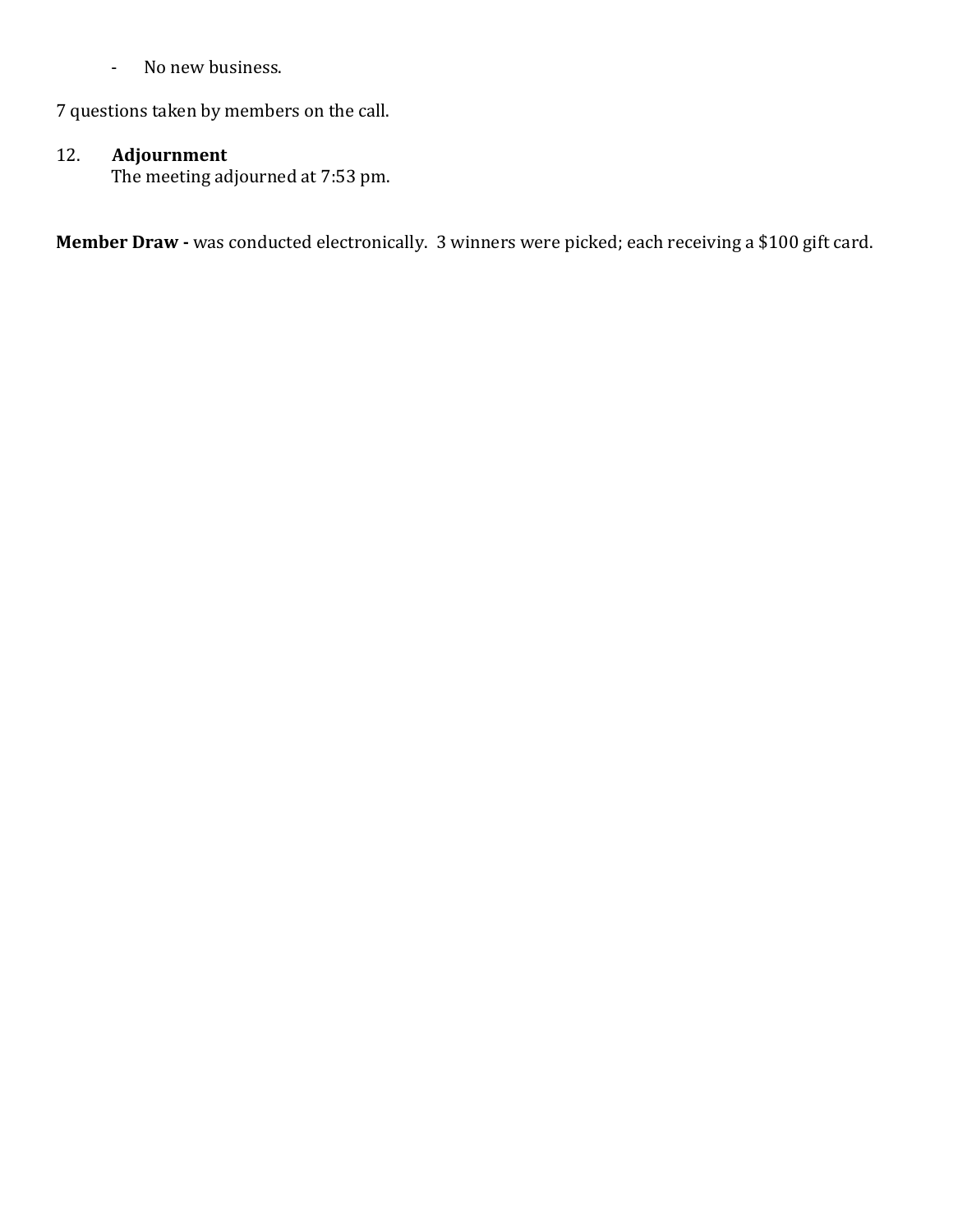- No new business.

7 questions taken by members on the call.

12. **Adjournment**
    The meeting adjourned at 7:53 pm.

**Member Draw -** was conducted electronically. 3 winners were picked; each receiving a $100 gift card.